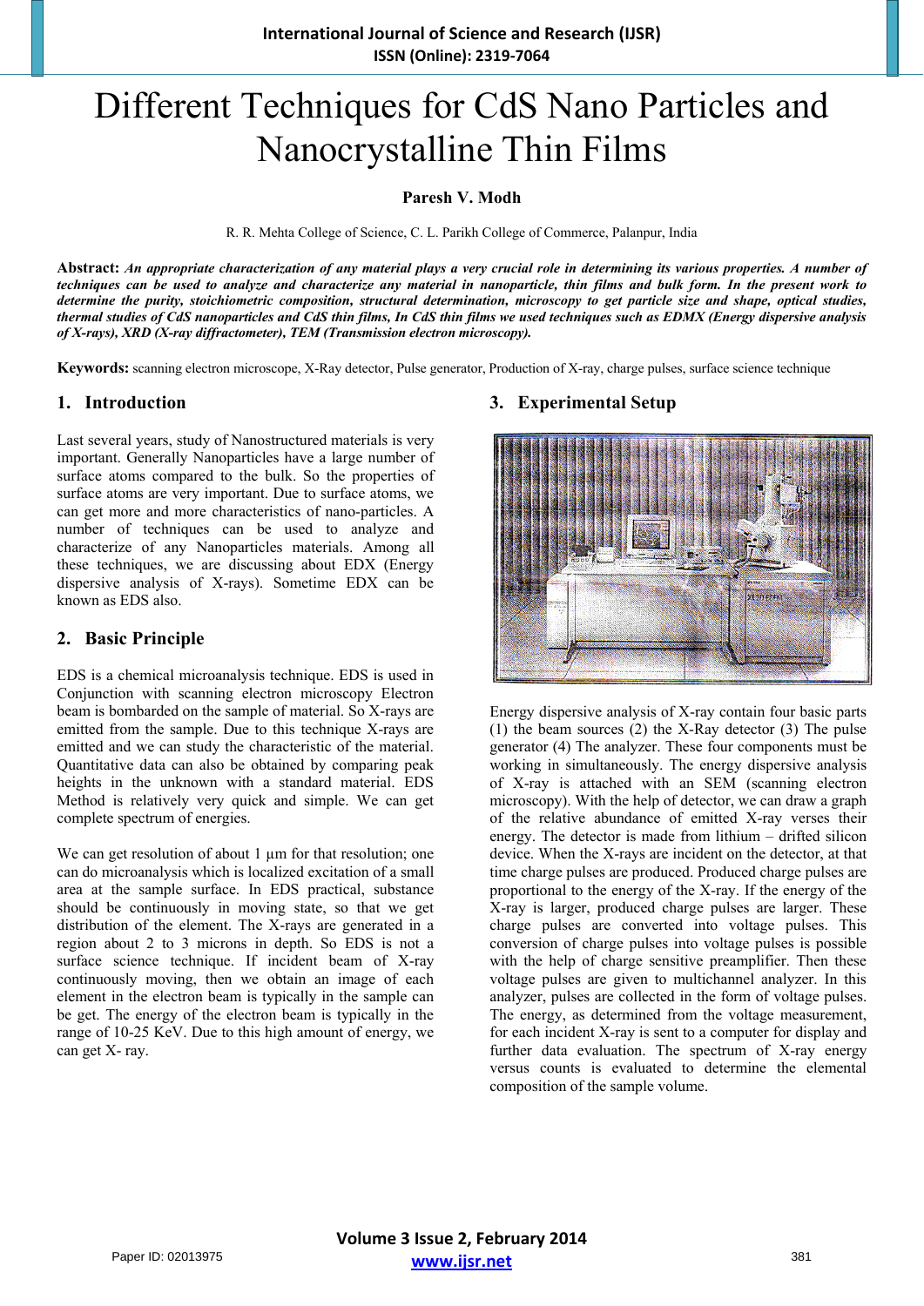# Different Techniques for CdS Nano Particles and Nanocrystalline Thin Films

**Paresh V. Modh**

R. R. Mehta College of Science, C. L. Parikh College of Commerce, Palanpur, India

**Abstract:** ***An appropriate characterization of any material plays a very crucial role in determining its various properties. A number of techniques can be used to analyze and characterize any material in nanoparticle, thin films and bulk form. In the present work to determine the purity, stoichiometric composition, structural determination, microscopy to get particle size and shape, optical studies, thermal studies of CdS nanoparticles and CdS thin films, In CdS thin films we used techniques such as EDMX (Energy dispersive analysis of X-rays), XRD (X-ray diffractometer), TEM (Transmission electron microscopy).***

**Keywords:** scanning electron microscope, X-Ray detector, Pulse generator, Production of X-ray, charge pulses, surface science technique

## 1. Introduction

Last several years, study of Nanostructured materials is very important. Generally Nanoparticles have a large number of surface atoms compared to the bulk. So the properties of surface atoms are very important. Due to surface atoms, we can get more and more characteristics of nano-particles. A number of techniques can be used to analyze and characterize of any Nanoparticles materials. Among all these techniques, we are discussing about EDX (Energy dispersive analysis of X-rays). Sometime EDX can be known as EDS also.

## 2. Basic Principle

EDS is a chemical microanalysis technique. EDS is used in Conjunction with scanning electron microscopy Electron beam is bombarded on the sample of material. So X-rays are emitted from the sample. Due to this technique X-rays are emitted and we can study the characteristic of the material. Quantitative data can also be obtained by comparing peak heights in the unknown with a standard material. EDS Method is relatively very quick and simple. We can get complete spectrum of energies.

We can get resolution of about 1 µm for that resolution; one can do microanalysis which is localized excitation of a small area at the sample surface. In EDS practical, substance should be continuously in moving state, so that we get distribution of the element. The X-rays are generated in a region about 2 to 3 microns in depth. So EDS is not a surface science technique. If incident beam of X-ray continuously moving, then we obtain an image of each element in the electron beam is typically in the sample can be get. The energy of the electron beam is typically in the range of 10-25 KeV. Due to this high amount of energy, we can get X- ray.

## 3. Experimental Setup

Energy dispersive analysis of X-ray contain four basic parts (1) the beam sources (2) the X-Ray detector (3) The pulse generator (4) The analyzer. These four components must be working in simultaneously. The energy dispersive analysis of X-ray is attached with an SEM (scanning electron microscopy). With the help of detector, we can draw a graph of the relative abundance of emitted X-ray verses their energy. The detector is made from lithium – drifted silicon device. When the X-rays are incident on the detector, at that time charge pulses are produced. Produced charge pulses are proportional to the energy of the X-ray. If the energy of the X-ray is larger, produced charge pulses are larger. These charge pulses are converted into voltage pulses. This conversion of charge pulses into voltage pulses is possible with the help of charge sensitive preamplifier. Then these voltage pulses are given to multichannel analyzer. In this analyzer, pulses are collected in the form of voltage pulses. The energy, as determined from the voltage measurement, for each incident X-ray is sent to a computer for display and further data evaluation. The spectrum of X-ray energy versus counts is evaluated to determine the elemental composition of the sample volume.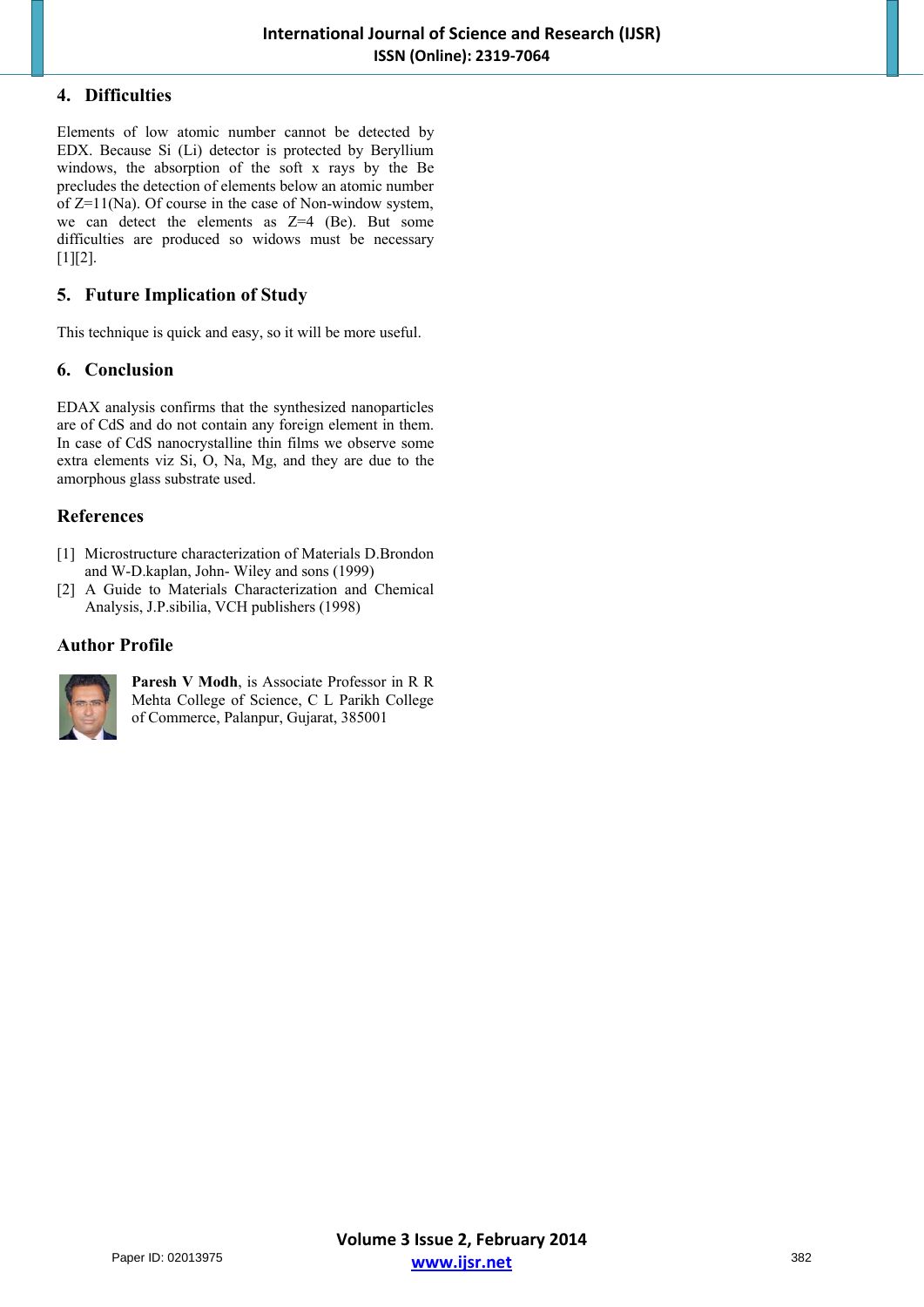## 4. Difficulties

Elements of low atomic number cannot be detected by EDX. Because Si (Li) detector is protected by Beryllium windows, the absorption of the soft x rays by the Be precludes the detection of elements below an atomic number of Z=11(Na). Of course in the case of Non-window system, we can detect the elements as Z=4 (Be). But some difficulties are produced so widows must be necessary [1][2].

## 5. Future Implication of Study

This technique is quick and easy, so it will be more useful.

## 6. Conclusion

EDAX analysis confirms that the synthesized nanoparticles are of CdS and do not contain any foreign element in them. In case of CdS nanocrystalline thin films we observe some extra elements viz Si, O, Na, Mg, and they are due to the amorphous glass substrate used.

## References

[1] Microstructure characterization of Materials D.Brondon and W-D.kaplan, John- Wiley and sons (1999)

[2] A Guide to Materials Characterization and Chemical Analysis, J.P.sibilia, VCH publishers (1998)

## Author Profile

**Paresh V Modh**, is Associate Professor in R R Mehta College of Science, C L Parikh College of Commerce, Palanpur, Gujarat, 385001